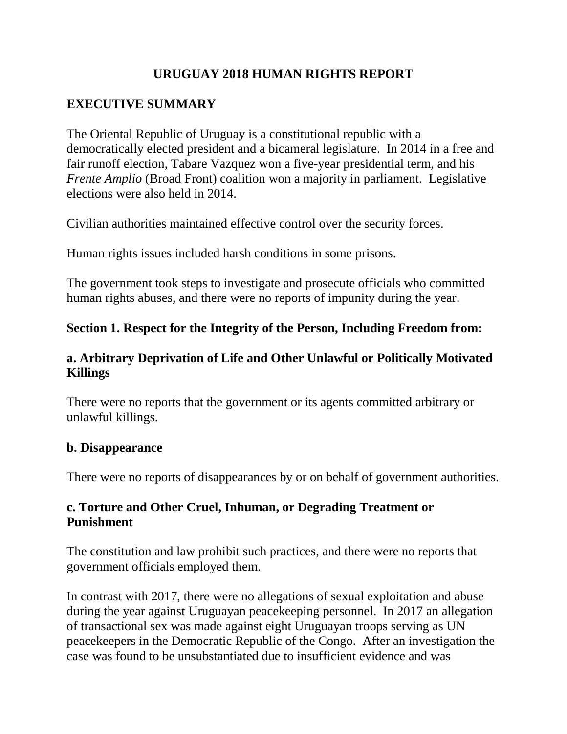# URUGUAY 2018 HUMAN RIGHTS REPORT

## EXECUTIVE SUMMARY

The Oriental Republic of Uruguay is a constitutional republic with a democratically elected president and a bicameral legislature. In 2014 in a free and fair runoff election, Tabare Vazquez won a five-year presidential term, and his *Frente Amplio* (Broad Front) coalition won a majority in parliament. Legislative elections were also held in 2014.

Civilian authorities maintained effective control over the security forces.

Human rights issues included harsh conditions in some prisons.

The government took steps to investigate and prosecute officials who committed human rights abuses, and there were no reports of impunity during the year.

## Section 1. Respect for the Integrity of the Person, Including Freedom from:

### a. Arbitrary Deprivation of Life and Other Unlawful or Politically Motivated Killings

There were no reports that the government or its agents committed arbitrary or unlawful killings.

### b. Disappearance

There were no reports of disappearances by or on behalf of government authorities.

### c. Torture and Other Cruel, Inhuman, or Degrading Treatment or Punishment

The constitution and law prohibit such practices, and there were no reports that government officials employed them.

In contrast with 2017, there were no allegations of sexual exploitation and abuse during the year against Uruguayan peacekeeping personnel. In 2017 an allegation of transactional sex was made against eight Uruguayan troops serving as UN peacekeepers in the Democratic Republic of the Congo. After an investigation the case was found to be unsubstantiated due to insufficient evidence and was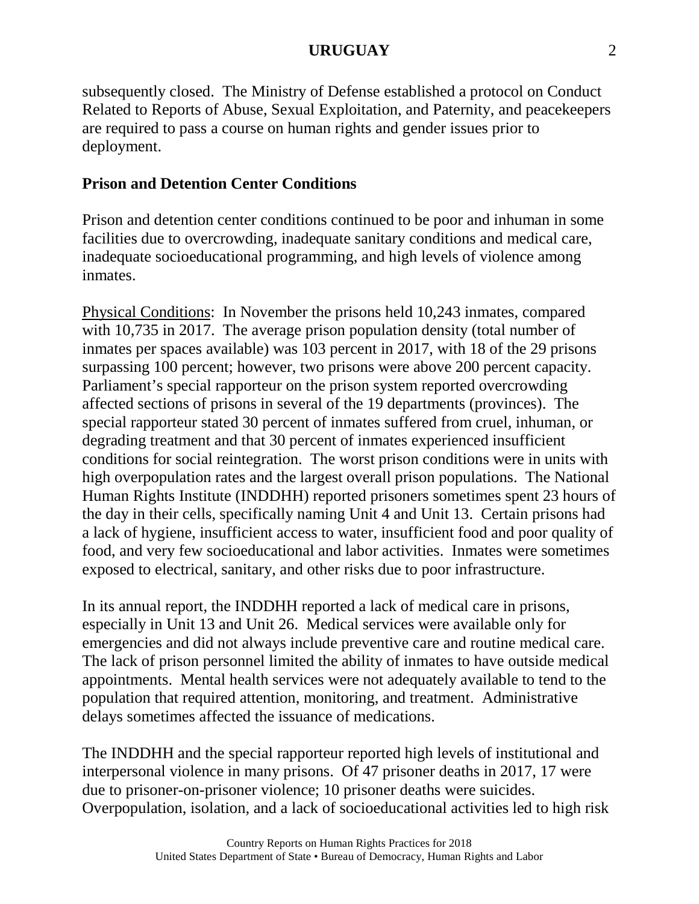subsequently closed. The Ministry of Defense established a protocol on Conduct Related to Reports of Abuse, Sexual Exploitation, and Paternity, and peacekeepers are required to pass a course on human rights and gender issues prior to deployment.

### Prison and Detention Center Conditions

Prison and detention center conditions continued to be poor and inhuman in some facilities due to overcrowding, inadequate sanitary conditions and medical care, inadequate socioeducational programming, and high levels of violence among inmates.

Physical Conditions: In November the prisons held 10,243 inmates, compared with 10,735 in 2017. The average prison population density (total number of inmates per spaces available) was 103 percent in 2017, with 18 of the 29 prisons surpassing 100 percent; however, two prisons were above 200 percent capacity. Parliament's special rapporteur on the prison system reported overcrowding affected sections of prisons in several of the 19 departments (provinces). The special rapporteur stated 30 percent of inmates suffered from cruel, inhuman, or degrading treatment and that 30 percent of inmates experienced insufficient conditions for social reintegration. The worst prison conditions were in units with high overpopulation rates and the largest overall prison populations. The National Human Rights Institute (INDDHH) reported prisoners sometimes spent 23 hours of the day in their cells, specifically naming Unit 4 and Unit 13. Certain prisons had a lack of hygiene, insufficient access to water, insufficient food and poor quality of food, and very few socioeducational and labor activities. Inmates were sometimes exposed to electrical, sanitary, and other risks due to poor infrastructure.

In its annual report, the INDDHH reported a lack of medical care in prisons, especially in Unit 13 and Unit 26. Medical services were available only for emergencies and did not always include preventive care and routine medical care. The lack of prison personnel limited the ability of inmates to have outside medical appointments. Mental health services were not adequately available to tend to the population that required attention, monitoring, and treatment. Administrative delays sometimes affected the issuance of medications.

The INDDHH and the special rapporteur reported high levels of institutional and interpersonal violence in many prisons. Of 47 prisoner deaths in 2017, 17 were due to prisoner-on-prisoner violence; 10 prisoner deaths were suicides. Overpopulation, isolation, and a lack of socioeducational activities led to high risk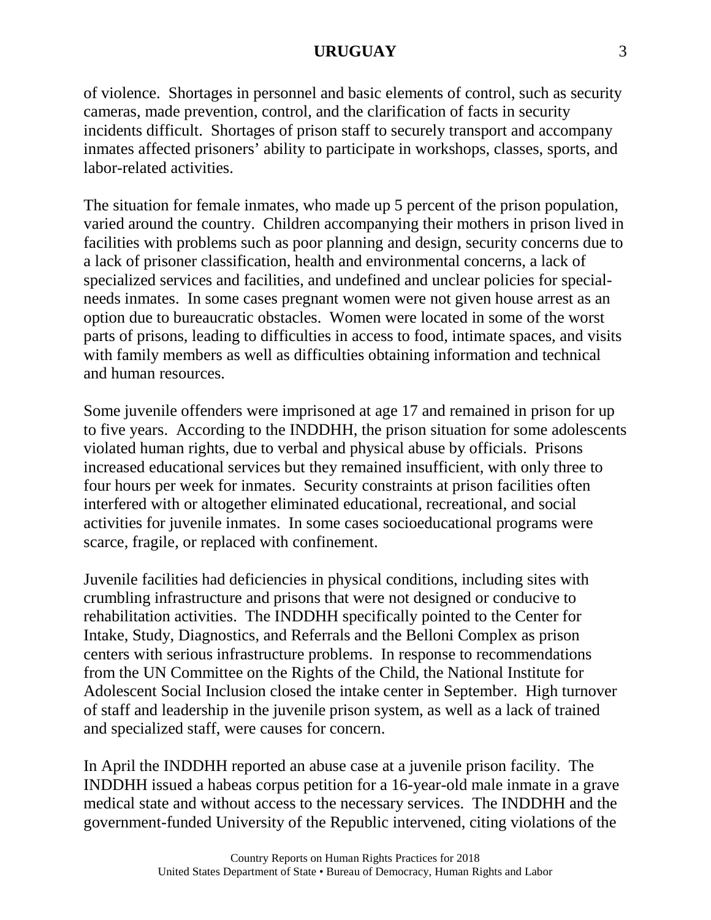of violence. Shortages in personnel and basic elements of control, such as security cameras, made prevention, control, and the clarification of facts in security incidents difficult. Shortages of prison staff to securely transport and accompany inmates affected prisoners' ability to participate in workshops, classes, sports, and labor-related activities.

The situation for female inmates, who made up 5 percent of the prison population, varied around the country. Children accompanying their mothers in prison lived in facilities with problems such as poor planning and design, security concerns due to a lack of prisoner classification, health and environmental concerns, a lack of specialized services and facilities, and undefined and unclear policies for special-needs inmates. In some cases pregnant women were not given house arrest as an option due to bureaucratic obstacles. Women were located in some of the worst parts of prisons, leading to difficulties in access to food, intimate spaces, and visits with family members as well as difficulties obtaining information and technical and human resources.

Some juvenile offenders were imprisoned at age 17 and remained in prison for up to five years. According to the INDDHH, the prison situation for some adolescents violated human rights, due to verbal and physical abuse by officials. Prisons increased educational services but they remained insufficient, with only three to four hours per week for inmates. Security constraints at prison facilities often interfered with or altogether eliminated educational, recreational, and social activities for juvenile inmates. In some cases socioeducational programs were scarce, fragile, or replaced with confinement.

Juvenile facilities had deficiencies in physical conditions, including sites with crumbling infrastructure and prisons that were not designed or conducive to rehabilitation activities. The INDDHH specifically pointed to the Center for Intake, Study, Diagnostics, and Referrals and the Belloni Complex as prison centers with serious infrastructure problems. In response to recommendations from the UN Committee on the Rights of the Child, the National Institute for Adolescent Social Inclusion closed the intake center in September. High turnover of staff and leadership in the juvenile prison system, as well as a lack of trained and specialized staff, were causes for concern.

In April the INDDHH reported an abuse case at a juvenile prison facility. The INDDHH issued a habeas corpus petition for a 16-year-old male inmate in a grave medical state and without access to the necessary services. The INDDHH and the government-funded University of the Republic intervened, citing violations of the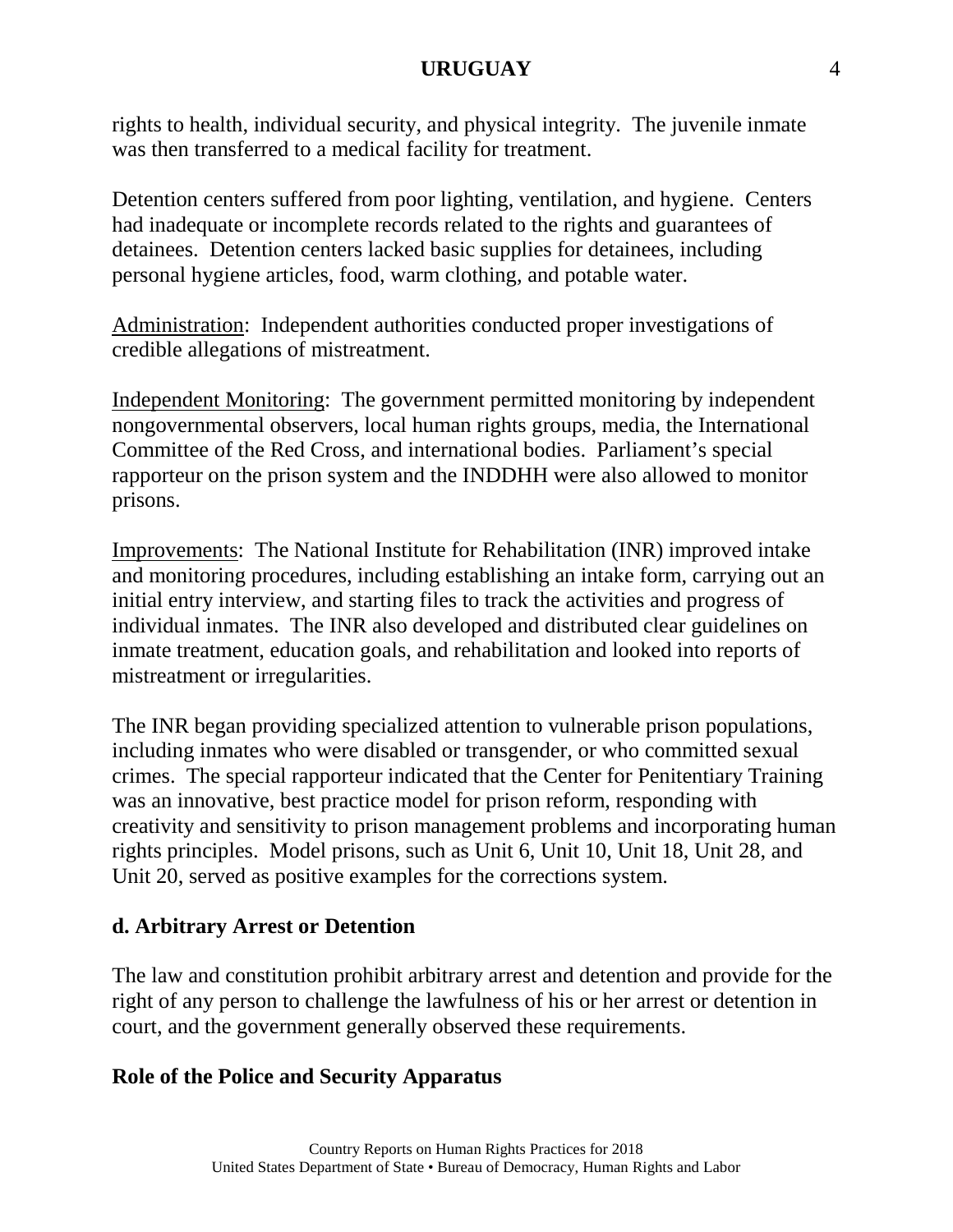rights to health, individual security, and physical integrity. The juvenile inmate was then transferred to a medical facility for treatment.

Detention centers suffered from poor lighting, ventilation, and hygiene. Centers had inadequate or incomplete records related to the rights and guarantees of detainees. Detention centers lacked basic supplies for detainees, including personal hygiene articles, food, warm clothing, and potable water.

<u>Administration</u>: Independent authorities conducted proper investigations of credible allegations of mistreatment.

<u>Independent Monitoring</u>: The government permitted monitoring by independent nongovernmental observers, local human rights groups, media, the International Committee of the Red Cross, and international bodies. Parliament's special rapporteur on the prison system and the INDDHH were also allowed to monitor prisons.

<u>Improvements</u>: The National Institute for Rehabilitation (INR) improved intake and monitoring procedures, including establishing an intake form, carrying out an initial entry interview, and starting files to track the activities and progress of individual inmates. The INR also developed and distributed clear guidelines on inmate treatment, education goals, and rehabilitation and looked into reports of mistreatment or irregularities.

The INR began providing specialized attention to vulnerable prison populations, including inmates who were disabled or transgender, or who committed sexual crimes. The special rapporteur indicated that the Center for Penitentiary Training was an innovative, best practice model for prison reform, responding with creativity and sensitivity to prison management problems and incorporating human rights principles. Model prisons, such as Unit 6, Unit 10, Unit 18, Unit 28, and Unit 20, served as positive examples for the corrections system.

### d. Arbitrary Arrest or Detention

The law and constitution prohibit arbitrary arrest and detention and provide for the right of any person to challenge the lawfulness of his or her arrest or detention in court, and the government generally observed these requirements.

### Role of the Police and Security Apparatus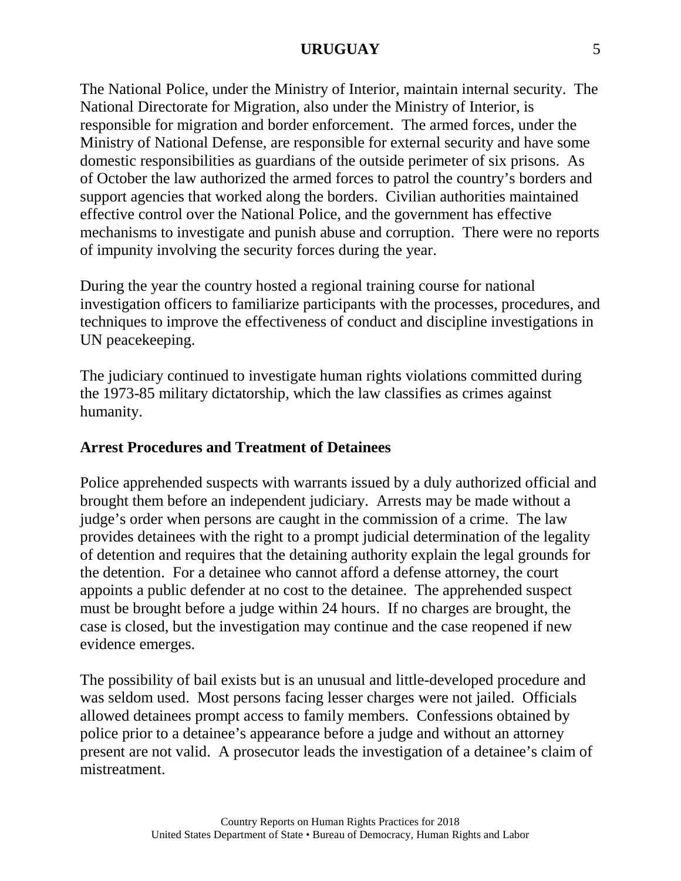The National Police, under the Ministry of Interior, maintain internal security. The National Directorate for Migration, also under the Ministry of Interior, is responsible for migration and border enforcement. The armed forces, under the Ministry of National Defense, are responsible for external security and have some domestic responsibilities as guardians of the outside perimeter of six prisons. As of October the law authorized the armed forces to patrol the country's borders and support agencies that worked along the borders. Civilian authorities maintained effective control over the National Police, and the government has effective mechanisms to investigate and punish abuse and corruption. There were no reports of impunity involving the security forces during the year.

During the year the country hosted a regional training course for national investigation officers to familiarize participants with the processes, procedures, and techniques to improve the effectiveness of conduct and discipline investigations in UN peacekeeping.

The judiciary continued to investigate human rights violations committed during the 1973-85 military dictatorship, which the law classifies as crimes against humanity.

**Arrest Procedures and Treatment of Detainees**

Police apprehended suspects with warrants issued by a duly authorized official and brought them before an independent judiciary. Arrests may be made without a judge's order when persons are caught in the commission of a crime. The law provides detainees with the right to a prompt judicial determination of the legality of detention and requires that the detaining authority explain the legal grounds for the detention. For a detainee who cannot afford a defense attorney, the court appoints a public defender at no cost to the detainee. The apprehended suspect must be brought before a judge within 24 hours. If no charges are brought, the case is closed, but the investigation may continue and the case reopened if new evidence emerges.

The possibility of bail exists but is an unusual and little-developed procedure and was seldom used. Most persons facing lesser charges were not jailed. Officials allowed detainees prompt access to family members. Confessions obtained by police prior to a detainee's appearance before a judge and without an attorney present are not valid. A prosecutor leads the investigation of a detainee's claim of mistreatment.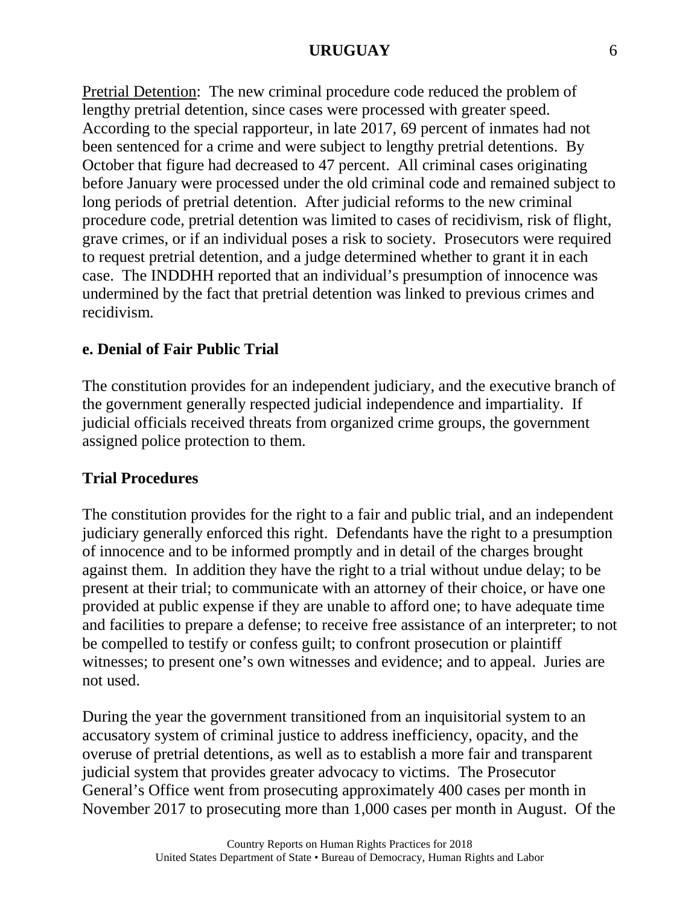Pretrial Detention: The new criminal procedure code reduced the problem of lengthy pretrial detention, since cases were processed with greater speed. According to the special rapporteur, in late 2017, 69 percent of inmates had not been sentenced for a crime and were subject to lengthy pretrial detentions. By October that figure had decreased to 47 percent. All criminal cases originating before January were processed under the old criminal code and remained subject to long periods of pretrial detention. After judicial reforms to the new criminal procedure code, pretrial detention was limited to cases of recidivism, risk of flight, grave crimes, or if an individual poses a risk to society. Prosecutors were required to request pretrial detention, and a judge determined whether to grant it in each case. The INDDHH reported that an individual's presumption of innocence was undermined by the fact that pretrial detention was linked to previous crimes and recidivism.

## e. Denial of Fair Public Trial

The constitution provides for an independent judiciary, and the executive branch of the government generally respected judicial independence and impartiality. If judicial officials received threats from organized crime groups, the government assigned police protection to them.

### Trial Procedures

The constitution provides for the right to a fair and public trial, and an independent judiciary generally enforced this right. Defendants have the right to a presumption of innocence and to be informed promptly and in detail of the charges brought against them. In addition they have the right to a trial without undue delay; to be present at their trial; to communicate with an attorney of their choice, or have one provided at public expense if they are unable to afford one; to have adequate time and facilities to prepare a defense; to receive free assistance of an interpreter; to not be compelled to testify or confess guilt; to confront prosecution or plaintiff witnesses; to present one's own witnesses and evidence; and to appeal. Juries are not used.

During the year the government transitioned from an inquisitorial system to an accusatory system of criminal justice to address inefficiency, opacity, and the overuse of pretrial detentions, as well as to establish a more fair and transparent judicial system that provides greater advocacy to victims. The Prosecutor General's Office went from prosecuting approximately 400 cases per month in November 2017 to prosecuting more than 1,000 cases per month in August. Of the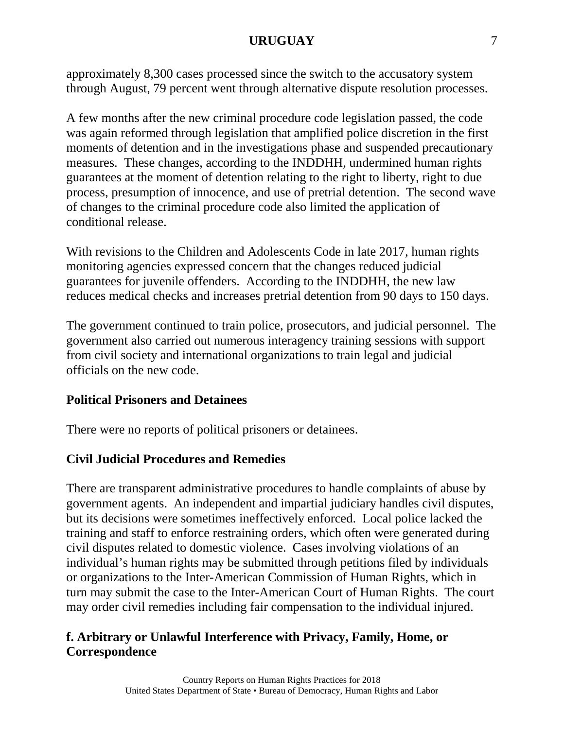approximately 8,300 cases processed since the switch to the accusatory system through August, 79 percent went through alternative dispute resolution processes.

A few months after the new criminal procedure code legislation passed, the code was again reformed through legislation that amplified police discretion in the first moments of detention and in the investigations phase and suspended precautionary measures. These changes, according to the INDDHH, undermined human rights guarantees at the moment of detention relating to the right to liberty, right to due process, presumption of innocence, and use of pretrial detention. The second wave of changes to the criminal procedure code also limited the application of conditional release.

With revisions to the Children and Adolescents Code in late 2017, human rights monitoring agencies expressed concern that the changes reduced judicial guarantees for juvenile offenders. According to the INDDHH, the new law reduces medical checks and increases pretrial detention from 90 days to 150 days.

The government continued to train police, prosecutors, and judicial personnel. The government also carried out numerous interagency training sessions with support from civil society and international organizations to train legal and judicial officials on the new code.

**Political Prisoners and Detainees**

There were no reports of political prisoners or detainees.

**Civil Judicial Procedures and Remedies**

There are transparent administrative procedures to handle complaints of abuse by government agents. An independent and impartial judiciary handles civil disputes, but its decisions were sometimes ineffectively enforced. Local police lacked the training and staff to enforce restraining orders, which often were generated during civil disputes related to domestic violence. Cases involving violations of an individual's human rights may be submitted through petitions filed by individuals or organizations to the Inter-American Commission of Human Rights, which in turn may submit the case to the Inter-American Court of Human Rights. The court may order civil remedies including fair compensation to the individual injured.

### f. Arbitrary or Unlawful Interference with Privacy, Family, Home, or Correspondence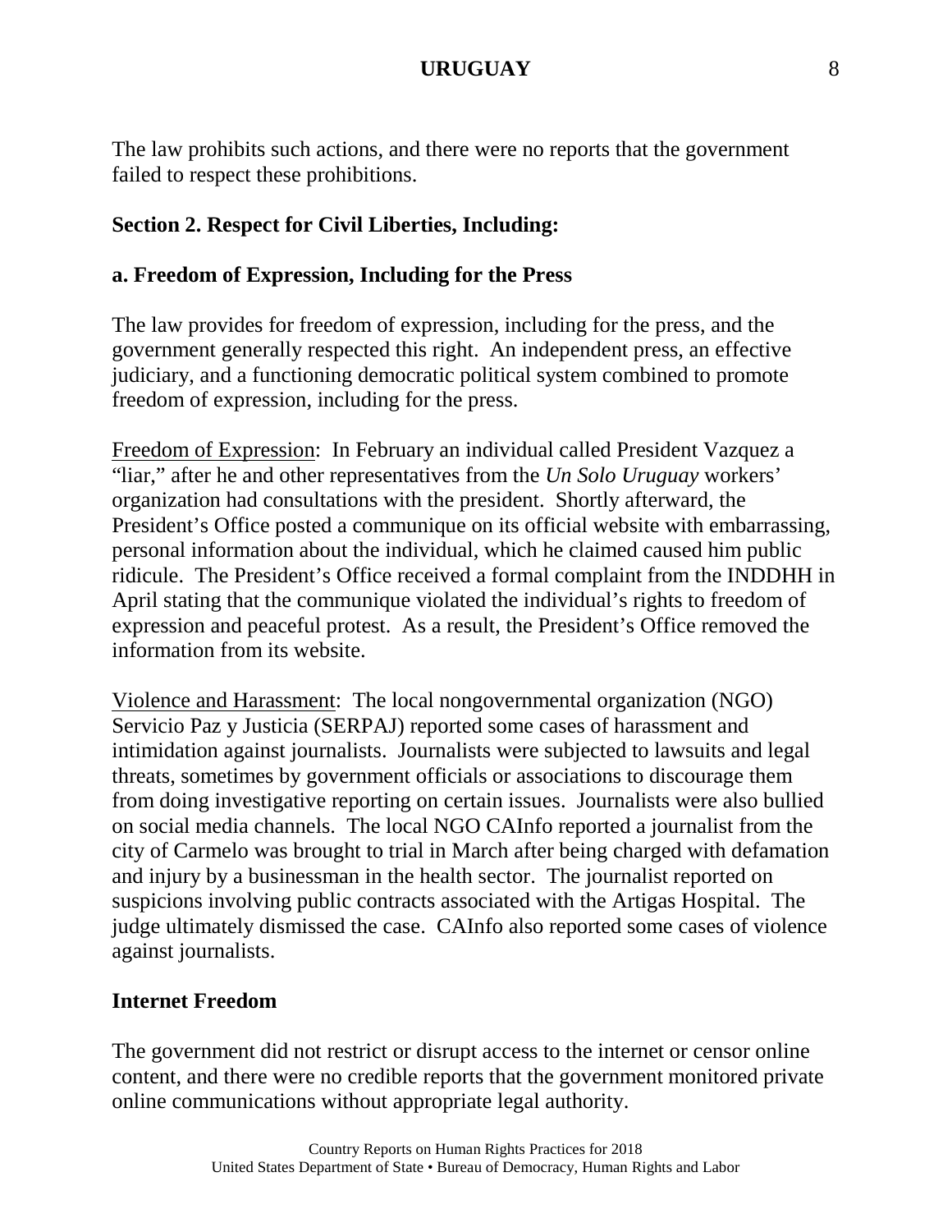The law prohibits such actions, and there were no reports that the government failed to respect these prohibitions.

## Section 2. Respect for Civil Liberties, Including:

### a. Freedom of Expression, Including for the Press

The law provides for freedom of expression, including for the press, and the government generally respected this right. An independent press, an effective judiciary, and a functioning democratic political system combined to promote freedom of expression, including for the press.

Freedom of Expression: In February an individual called President Vazquez a "liar," after he and other representatives from the *Un Solo Uruguay* workers' organization had consultations with the president. Shortly afterward, the President's Office posted a communique on its official website with embarrassing, personal information about the individual, which he claimed caused him public ridicule. The President's Office received a formal complaint from the INDDHH in April stating that the communique violated the individual's rights to freedom of expression and peaceful protest. As a result, the President's Office removed the information from its website.

Violence and Harassment: The local nongovernmental organization (NGO) Servicio Paz y Justicia (SERPAJ) reported some cases of harassment and intimidation against journalists. Journalists were subjected to lawsuits and legal threats, sometimes by government officials or associations to discourage them from doing investigative reporting on certain issues. Journalists were also bullied on social media channels. The local NGO CAInfo reported a journalist from the city of Carmelo was brought to trial in March after being charged with defamation and injury by a businessman in the health sector. The journalist reported on suspicions involving public contracts associated with the Artigas Hospital. The judge ultimately dismissed the case. CAInfo also reported some cases of violence against journalists.

### Internet Freedom

The government did not restrict or disrupt access to the internet or censor online content, and there were no credible reports that the government monitored private online communications without appropriate legal authority.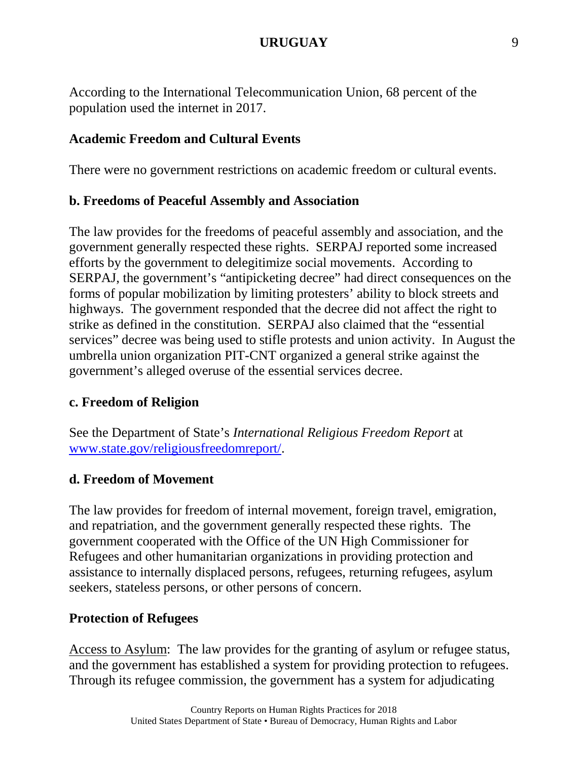According to the International Telecommunication Union, 68 percent of the population used the internet in 2017.

### Academic Freedom and Cultural Events

There were no government restrictions on academic freedom or cultural events.

### b. Freedoms of Peaceful Assembly and Association

The law provides for the freedoms of peaceful assembly and association, and the government generally respected these rights. SERPAJ reported some increased efforts by the government to delegitimize social movements. According to SERPAJ, the government's "antipicketing decree" had direct consequences on the forms of popular mobilization by limiting protesters' ability to block streets and highways. The government responded that the decree did not affect the right to strike as defined in the constitution. SERPAJ also claimed that the "essential services" decree was being used to stifle protests and union activity. In August the umbrella union organization PIT-CNT organized a general strike against the government's alleged overuse of the essential services decree.

### c. Freedom of Religion

See the Department of State's *International Religious Freedom Report* at [www.state.gov/religiousfreedomreport/](www.state.gov/religiousfreedomreport/).

### d. Freedom of Movement

The law provides for freedom of internal movement, foreign travel, emigration, and repatriation, and the government generally respected these rights. The government cooperated with the Office of the UN High Commissioner for Refugees and other humanitarian organizations in providing protection and assistance to internally displaced persons, refugees, returning refugees, asylum seekers, stateless persons, or other persons of concern.

### Protection of Refugees

Access to Asylum: The law provides for the granting of asylum or refugee status, and the government has established a system for providing protection to refugees. Through its refugee commission, the government has a system for adjudicating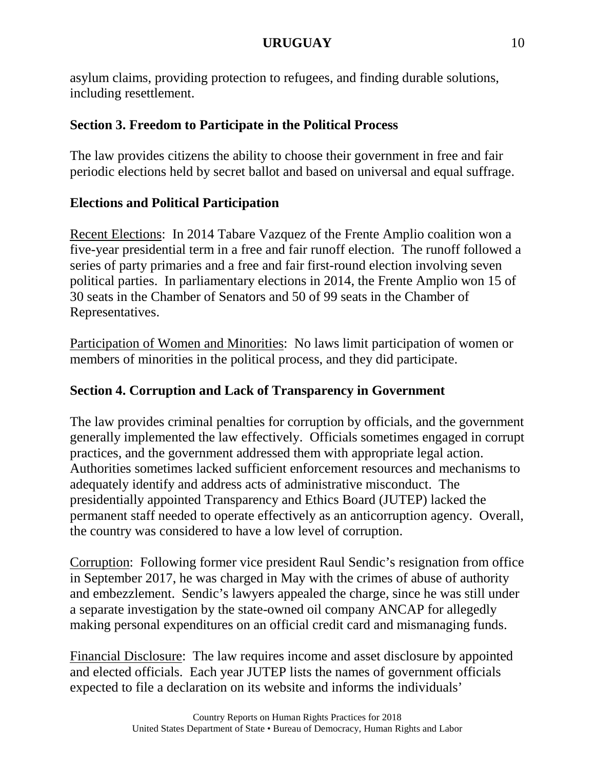asylum claims, providing protection to refugees, and finding durable solutions, including resettlement.

## Section 3. Freedom to Participate in the Political Process

The law provides citizens the ability to choose their government in free and fair periodic elections held by secret ballot and based on universal and equal suffrage.

### Elections and Political Participation

Recent Elections: In 2014 Tabare Vazquez of the Frente Amplio coalition won a five-year presidential term in a free and fair runoff election. The runoff followed a series of party primaries and a free and fair first-round election involving seven political parties. In parliamentary elections in 2014, the Frente Amplio won 15 of 30 seats in the Chamber of Senators and 50 of 99 seats in the Chamber of Representatives.

Participation of Women and Minorities: No laws limit participation of women or members of minorities in the political process, and they did participate.

## Section 4. Corruption and Lack of Transparency in Government

The law provides criminal penalties for corruption by officials, and the government generally implemented the law effectively. Officials sometimes engaged in corrupt practices, and the government addressed them with appropriate legal action. Authorities sometimes lacked sufficient enforcement resources and mechanisms to adequately identify and address acts of administrative misconduct. The presidentially appointed Transparency and Ethics Board (JUTEP) lacked the permanent staff needed to operate effectively as an anticorruption agency. Overall, the country was considered to have a low level of corruption.

Corruption: Following former vice president Raul Sendic's resignation from office in September 2017, he was charged in May with the crimes of abuse of authority and embezzlement. Sendic's lawyers appealed the charge, since he was still under a separate investigation by the state-owned oil company ANCAP for allegedly making personal expenditures on an official credit card and mismanaging funds.

Financial Disclosure: The law requires income and asset disclosure by appointed and elected officials. Each year JUTEP lists the names of government officials expected to file a declaration on its website and informs the individuals'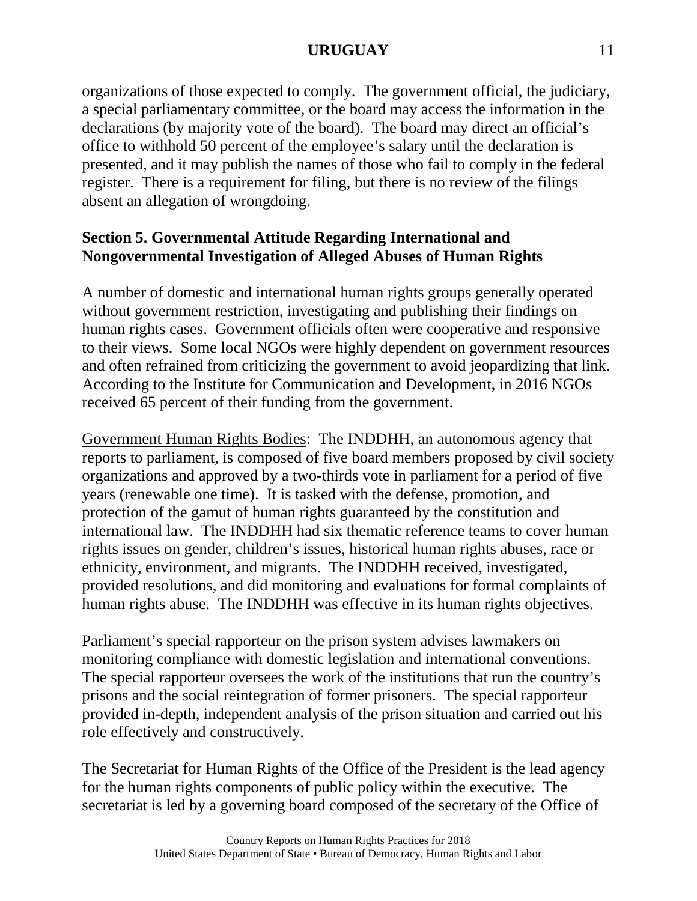organizations of those expected to comply. The government official, the judiciary, a special parliamentary committee, or the board may access the information in the declarations (by majority vote of the board). The board may direct an official's office to withhold 50 percent of the employee's salary until the declaration is presented, and it may publish the names of those who fail to comply in the federal register. There is a requirement for filing, but there is no review of the filings absent an allegation of wrongdoing.

## Section 5. Governmental Attitude Regarding International and Nongovernmental Investigation of Alleged Abuses of Human Rights

A number of domestic and international human rights groups generally operated without government restriction, investigating and publishing their findings on human rights cases. Government officials often were cooperative and responsive to their views. Some local NGOs were highly dependent on government resources and often refrained from criticizing the government to avoid jeopardizing that link. According to the Institute for Communication and Development, in 2016 NGOs received 65 percent of their funding from the government.

Government Human Rights Bodies: The INDDHH, an autonomous agency that reports to parliament, is composed of five board members proposed by civil society organizations and approved by a two-thirds vote in parliament for a period of five years (renewable one time). It is tasked with the defense, promotion, and protection of the gamut of human rights guaranteed by the constitution and international law. The INDDHH had six thematic reference teams to cover human rights issues on gender, children's issues, historical human rights abuses, race or ethnicity, environment, and migrants. The INDDHH received, investigated, provided resolutions, and did monitoring and evaluations for formal complaints of human rights abuse. The INDDHH was effective in its human rights objectives.

Parliament's special rapporteur on the prison system advises lawmakers on monitoring compliance with domestic legislation and international conventions. The special rapporteur oversees the work of the institutions that run the country's prisons and the social reintegration of former prisoners. The special rapporteur provided in-depth, independent analysis of the prison situation and carried out his role effectively and constructively.

The Secretariat for Human Rights of the Office of the President is the lead agency for the human rights components of public policy within the executive. The secretariat is led by a governing board composed of the secretary of the Office of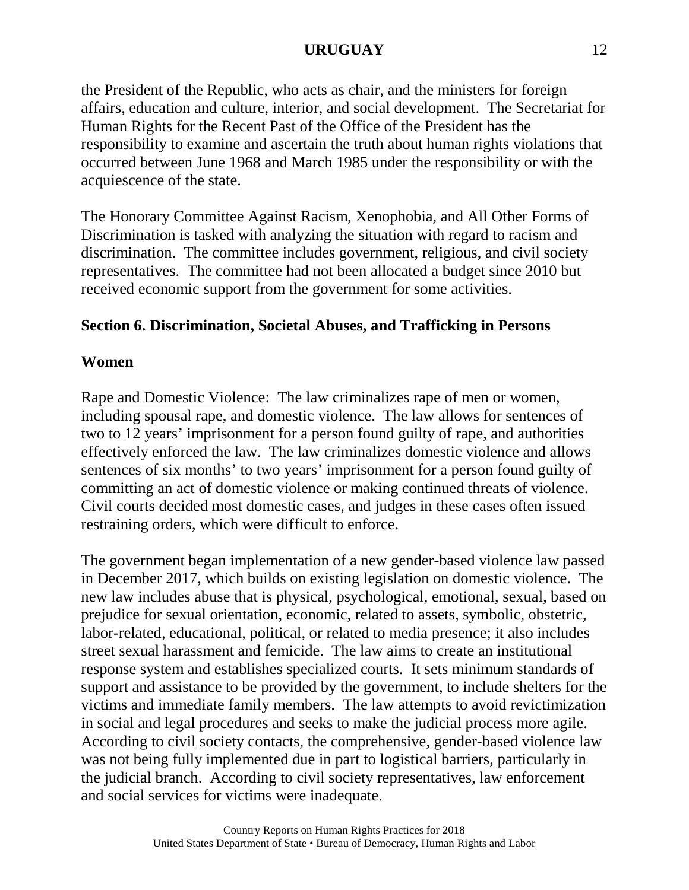the President of the Republic, who acts as chair, and the ministers for foreign affairs, education and culture, interior, and social development. The Secretariat for Human Rights for the Recent Past of the Office of the President has the responsibility to examine and ascertain the truth about human rights violations that occurred between June 1968 and March 1985 under the responsibility or with the acquiescence of the state.

The Honorary Committee Against Racism, Xenophobia, and All Other Forms of Discrimination is tasked with analyzing the situation with regard to racism and discrimination. The committee includes government, religious, and civil society representatives. The committee had not been allocated a budget since 2010 but received economic support from the government for some activities.

## Section 6. Discrimination, Societal Abuses, and Trafficking in Persons

### Women

Rape and Domestic Violence: The law criminalizes rape of men or women, including spousal rape, and domestic violence. The law allows for sentences of two to 12 years' imprisonment for a person found guilty of rape, and authorities effectively enforced the law. The law criminalizes domestic violence and allows sentences of six months' to two years' imprisonment for a person found guilty of committing an act of domestic violence or making continued threats of violence. Civil courts decided most domestic cases, and judges in these cases often issued restraining orders, which were difficult to enforce.

The government began implementation of a new gender-based violence law passed in December 2017, which builds on existing legislation on domestic violence. The new law includes abuse that is physical, psychological, emotional, sexual, based on prejudice for sexual orientation, economic, related to assets, symbolic, obstetric, labor-related, educational, political, or related to media presence; it also includes street sexual harassment and femicide. The law aims to create an institutional response system and establishes specialized courts. It sets minimum standards of support and assistance to be provided by the government, to include shelters for the victims and immediate family members. The law attempts to avoid revictimization in social and legal procedures and seeks to make the judicial process more agile. According to civil society contacts, the comprehensive, gender-based violence law was not being fully implemented due in part to logistical barriers, particularly in the judicial branch. According to civil society representatives, law enforcement and social services for victims were inadequate.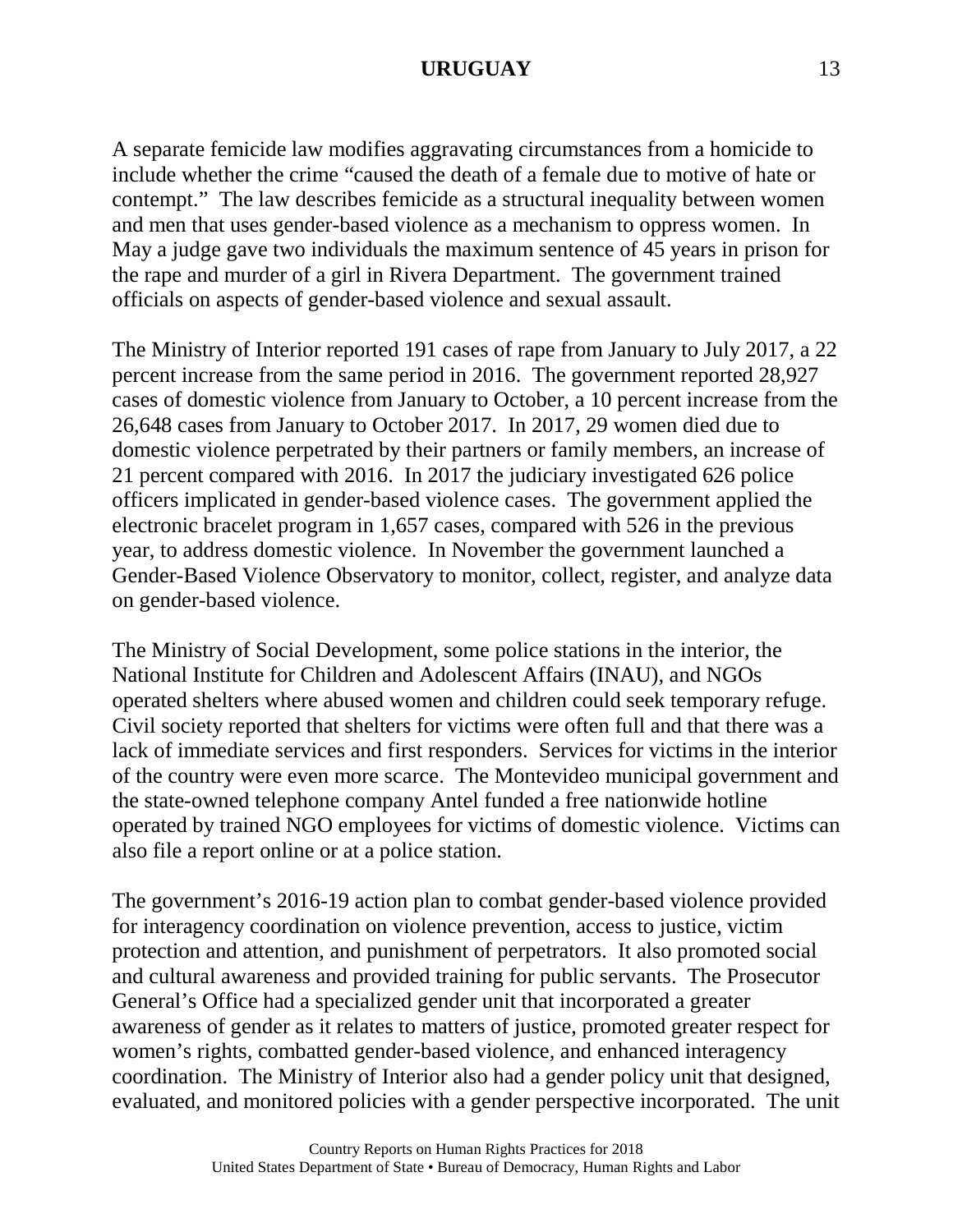A separate femicide law modifies aggravating circumstances from a homicide to include whether the crime "caused the death of a female due to motive of hate or contempt." The law describes femicide as a structural inequality between women and men that uses gender-based violence as a mechanism to oppress women. In May a judge gave two individuals the maximum sentence of 45 years in prison for the rape and murder of a girl in Rivera Department. The government trained officials on aspects of gender-based violence and sexual assault.

The Ministry of Interior reported 191 cases of rape from January to July 2017, a 22 percent increase from the same period in 2016. The government reported 28,927 cases of domestic violence from January to October, a 10 percent increase from the 26,648 cases from January to October 2017. In 2017, 29 women died due to domestic violence perpetrated by their partners or family members, an increase of 21 percent compared with 2016. In 2017 the judiciary investigated 626 police officers implicated in gender-based violence cases. The government applied the electronic bracelet program in 1,657 cases, compared with 526 in the previous year, to address domestic violence. In November the government launched a Gender-Based Violence Observatory to monitor, collect, register, and analyze data on gender-based violence.

The Ministry of Social Development, some police stations in the interior, the National Institute for Children and Adolescent Affairs (INAU), and NGOs operated shelters where abused women and children could seek temporary refuge. Civil society reported that shelters for victims were often full and that there was a lack of immediate services and first responders. Services for victims in the interior of the country were even more scarce. The Montevideo municipal government and the state-owned telephone company Antel funded a free nationwide hotline operated by trained NGO employees for victims of domestic violence. Victims can also file a report online or at a police station.

The government's 2016-19 action plan to combat gender-based violence provided for interagency coordination on violence prevention, access to justice, victim protection and attention, and punishment of perpetrators. It also promoted social and cultural awareness and provided training for public servants. The Prosecutor General's Office had a specialized gender unit that incorporated a greater awareness of gender as it relates to matters of justice, promoted greater respect for women's rights, combatted gender-based violence, and enhanced interagency coordination. The Ministry of Interior also had a gender policy unit that designed, evaluated, and monitored policies with a gender perspective incorporated. The unit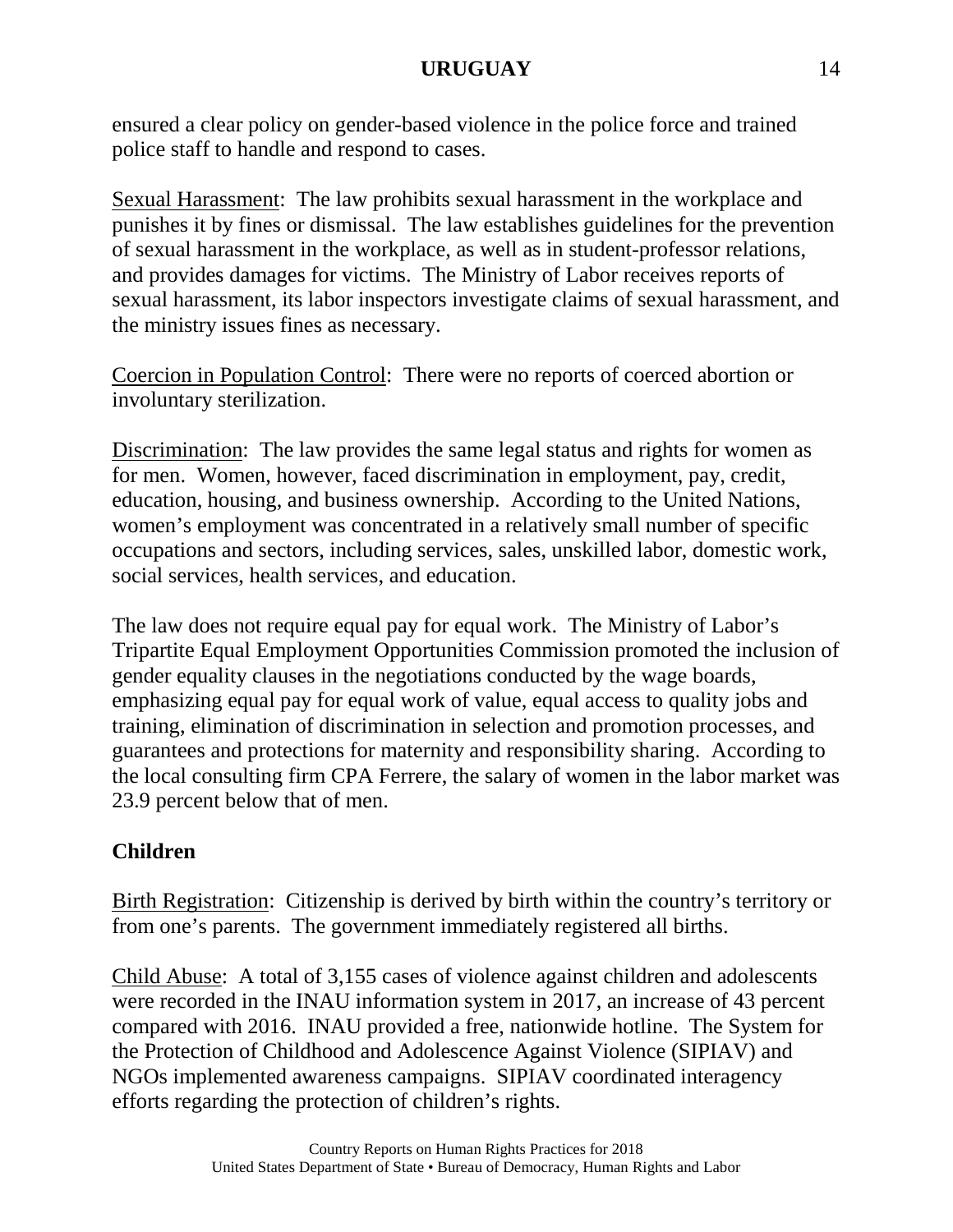ensured a clear policy on gender-based violence in the police force and trained police staff to handle and respond to cases.

Sexual Harassment: The law prohibits sexual harassment in the workplace and punishes it by fines or dismissal. The law establishes guidelines for the prevention of sexual harassment in the workplace, as well as in student-professor relations, and provides damages for victims. The Ministry of Labor receives reports of sexual harassment, its labor inspectors investigate claims of sexual harassment, and the ministry issues fines as necessary.

Coercion in Population Control: There were no reports of coerced abortion or involuntary sterilization.

Discrimination: The law provides the same legal status and rights for women as for men. Women, however, faced discrimination in employment, pay, credit, education, housing, and business ownership. According to the United Nations, women's employment was concentrated in a relatively small number of specific occupations and sectors, including services, sales, unskilled labor, domestic work, social services, health services, and education.

The law does not require equal pay for equal work. The Ministry of Labor's Tripartite Equal Employment Opportunities Commission promoted the inclusion of gender equality clauses in the negotiations conducted by the wage boards, emphasizing equal pay for equal work of value, equal access to quality jobs and training, elimination of discrimination in selection and promotion processes, and guarantees and protections for maternity and responsibility sharing. According to the local consulting firm CPA Ferrere, the salary of women in the labor market was 23.9 percent below that of men.

**Children**

Birth Registration: Citizenship is derived by birth within the country's territory or from one's parents. The government immediately registered all births.

Child Abuse: A total of 3,155 cases of violence against children and adolescents were recorded in the INAU information system in 2017, an increase of 43 percent compared with 2016. INAU provided a free, nationwide hotline. The System for the Protection of Childhood and Adolescence Against Violence (SIPIAV) and NGOs implemented awareness campaigns. SIPIAV coordinated interagency efforts regarding the protection of children's rights.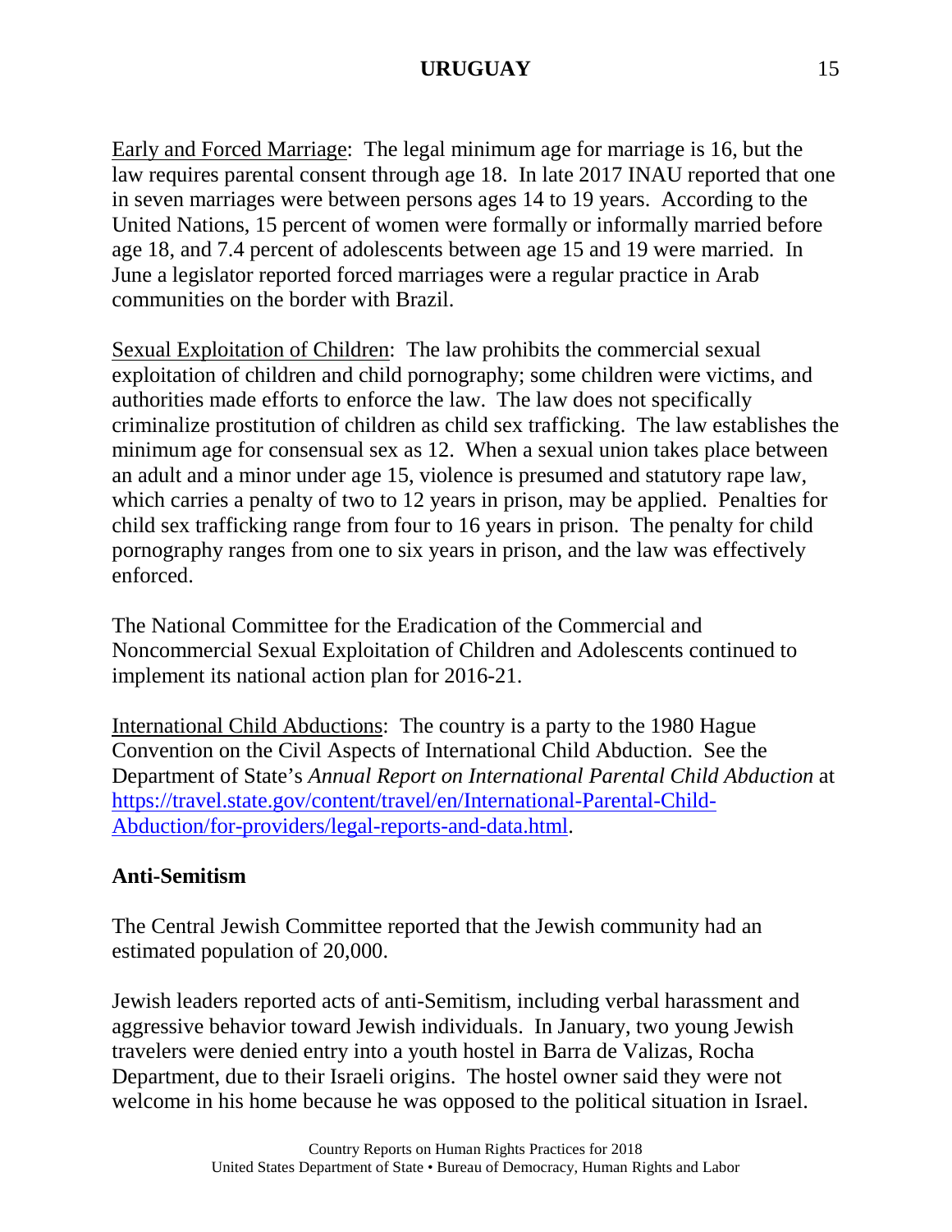Early and Forced Marriage: The legal minimum age for marriage is 16, but the law requires parental consent through age 18. In late 2017 INAU reported that one in seven marriages were between persons ages 14 to 19 years. According to the United Nations, 15 percent of women were formally or informally married before age 18, and 7.4 percent of adolescents between age 15 and 19 were married. In June a legislator reported forced marriages were a regular practice in Arab communities on the border with Brazil.

Sexual Exploitation of Children: The law prohibits the commercial sexual exploitation of children and child pornography; some children were victims, and authorities made efforts to enforce the law. The law does not specifically criminalize prostitution of children as child sex trafficking. The law establishes the minimum age for consensual sex as 12. When a sexual union takes place between an adult and a minor under age 15, violence is presumed and statutory rape law, which carries a penalty of two to 12 years in prison, may be applied. Penalties for child sex trafficking range from four to 16 years in prison. The penalty for child pornography ranges from one to six years in prison, and the law was effectively enforced.

The National Committee for the Eradication of the Commercial and Noncommercial Sexual Exploitation of Children and Adolescents continued to implement its national action plan for 2016-21.

International Child Abductions: The country is a party to the 1980 Hague Convention on the Civil Aspects of International Child Abduction. See the Department of State's *Annual Report on International Parental Child Abduction* at [https://travel.state.gov/content/travel/en/International-Parental-Child-Abduction/for-providers/legal-reports-and-data.html](https://travel.state.gov/content/travel/en/International-Parental-Child-Abduction/for-providers/legal-reports-and-data.html).

**Anti-Semitism**

The Central Jewish Committee reported that the Jewish community had an estimated population of 20,000.

Jewish leaders reported acts of anti-Semitism, including verbal harassment and aggressive behavior toward Jewish individuals. In January, two young Jewish travelers were denied entry into a youth hostel in Barra de Valizas, Rocha Department, due to their Israeli origins. The hostel owner said they were not welcome in his home because he was opposed to the political situation in Israel.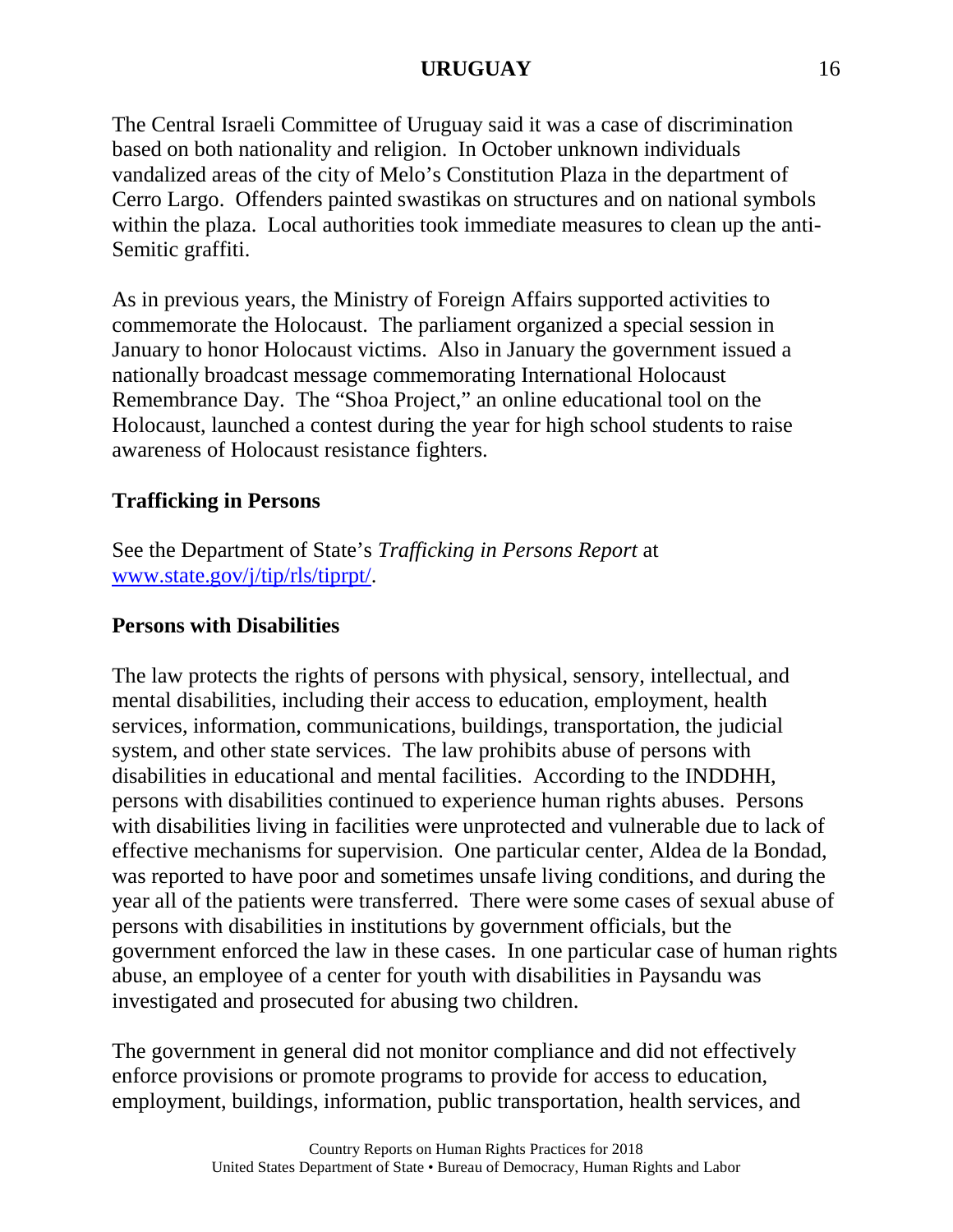The Central Israeli Committee of Uruguay said it was a case of discrimination based on both nationality and religion. In October unknown individuals vandalized areas of the city of Melo's Constitution Plaza in the department of Cerro Largo. Offenders painted swastikas on structures and on national symbols within the plaza. Local authorities took immediate measures to clean up the anti-Semitic graffiti.

As in previous years, the Ministry of Foreign Affairs supported activities to commemorate the Holocaust. The parliament organized a special session in January to honor Holocaust victims. Also in January the government issued a nationally broadcast message commemorating International Holocaust Remembrance Day. The "Shoa Project," an online educational tool on the Holocaust, launched a contest during the year for high school students to raise awareness of Holocaust resistance fighters.

## Trafficking in Persons

See the Department of State's *Trafficking in Persons Report* at [www.state.gov/j/tip/rls/tiprpt/](www.state.gov/j/tip/rls/tiprpt/).

## Persons with Disabilities

The law protects the rights of persons with physical, sensory, intellectual, and mental disabilities, including their access to education, employment, health services, information, communications, buildings, transportation, the judicial system, and other state services. The law prohibits abuse of persons with disabilities in educational and mental facilities. According to the INDDHH, persons with disabilities continued to experience human rights abuses. Persons with disabilities living in facilities were unprotected and vulnerable due to lack of effective mechanisms for supervision. One particular center, Aldea de la Bondad, was reported to have poor and sometimes unsafe living conditions, and during the year all of the patients were transferred. There were some cases of sexual abuse of persons with disabilities in institutions by government officials, but the government enforced the law in these cases. In one particular case of human rights abuse, an employee of a center for youth with disabilities in Paysandu was investigated and prosecuted for abusing two children.

The government in general did not monitor compliance and did not effectively enforce provisions or promote programs to provide for access to education, employment, buildings, information, public transportation, health services, and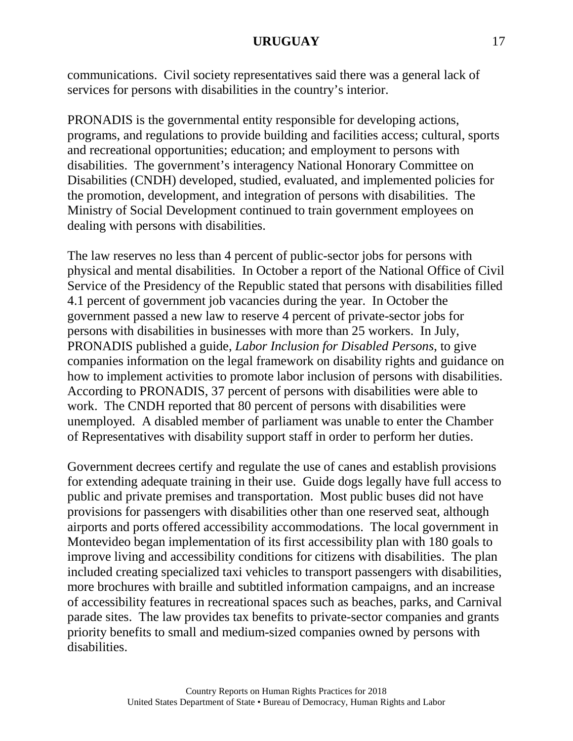communications. Civil society representatives said there was a general lack of services for persons with disabilities in the country's interior.

PRONADIS is the governmental entity responsible for developing actions, programs, and regulations to provide building and facilities access; cultural, sports and recreational opportunities; education; and employment to persons with disabilities. The government's interagency National Honorary Committee on Disabilities (CNDH) developed, studied, evaluated, and implemented policies for the promotion, development, and integration of persons with disabilities. The Ministry of Social Development continued to train government employees on dealing with persons with disabilities.

The law reserves no less than 4 percent of public-sector jobs for persons with physical and mental disabilities. In October a report of the National Office of Civil Service of the Presidency of the Republic stated that persons with disabilities filled 4.1 percent of government job vacancies during the year. In October the government passed a new law to reserve 4 percent of private-sector jobs for persons with disabilities in businesses with more than 25 workers. In July, PRONADIS published a guide, *Labor Inclusion for Disabled Persons*, to give companies information on the legal framework on disability rights and guidance on how to implement activities to promote labor inclusion of persons with disabilities. According to PRONADIS, 37 percent of persons with disabilities were able to work. The CNDH reported that 80 percent of persons with disabilities were unemployed. A disabled member of parliament was unable to enter the Chamber of Representatives with disability support staff in order to perform her duties.

Government decrees certify and regulate the use of canes and establish provisions for extending adequate training in their use. Guide dogs legally have full access to public and private premises and transportation. Most public buses did not have provisions for passengers with disabilities other than one reserved seat, although airports and ports offered accessibility accommodations. The local government in Montevideo began implementation of its first accessibility plan with 180 goals to improve living and accessibility conditions for citizens with disabilities. The plan included creating specialized taxi vehicles to transport passengers with disabilities, more brochures with braille and subtitled information campaigns, and an increase of accessibility features in recreational spaces such as beaches, parks, and Carnival parade sites. The law provides tax benefits to private-sector companies and grants priority benefits to small and medium-sized companies owned by persons with disabilities.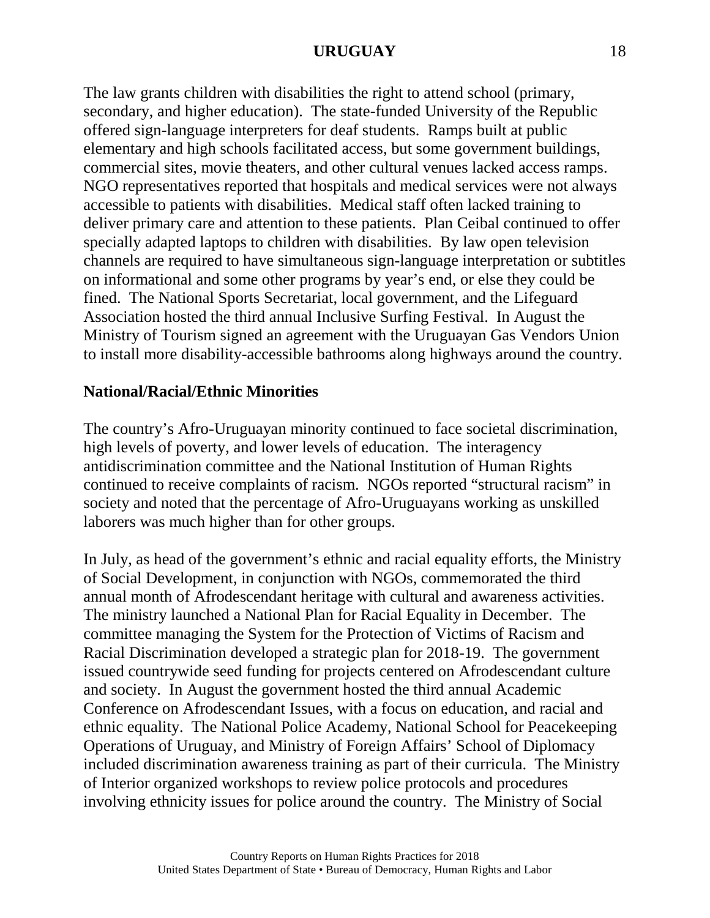The law grants children with disabilities the right to attend school (primary, secondary, and higher education). The state-funded University of the Republic offered sign-language interpreters for deaf students. Ramps built at public elementary and high schools facilitated access, but some government buildings, commercial sites, movie theaters, and other cultural venues lacked access ramps. NGO representatives reported that hospitals and medical services were not always accessible to patients with disabilities. Medical staff often lacked training to deliver primary care and attention to these patients. Plan Ceibal continued to offer specially adapted laptops to children with disabilities. By law open television channels are required to have simultaneous sign-language interpretation or subtitles on informational and some other programs by year's end, or else they could be fined. The National Sports Secretariat, local government, and the Lifeguard Association hosted the third annual Inclusive Surfing Festival. In August the Ministry of Tourism signed an agreement with the Uruguayan Gas Vendors Union to install more disability-accessible bathrooms along highways around the country.

**National/Racial/Ethnic Minorities**

The country's Afro-Uruguayan minority continued to face societal discrimination, high levels of poverty, and lower levels of education. The interagency antidiscrimination committee and the National Institution of Human Rights continued to receive complaints of racism. NGOs reported "structural racism" in society and noted that the percentage of Afro-Uruguayans working as unskilled laborers was much higher than for other groups.

In July, as head of the government's ethnic and racial equality efforts, the Ministry of Social Development, in conjunction with NGOs, commemorated the third annual month of Afrodescendant heritage with cultural and awareness activities. The ministry launched a National Plan for Racial Equality in December. The committee managing the System for the Protection of Victims of Racism and Racial Discrimination developed a strategic plan for 2018-19. The government issued countrywide seed funding for projects centered on Afrodescendant culture and society. In August the government hosted the third annual Academic Conference on Afrodescendant Issues, with a focus on education, and racial and ethnic equality. The National Police Academy, National School for Peacekeeping Operations of Uruguay, and Ministry of Foreign Affairs' School of Diplomacy included discrimination awareness training as part of their curricula. The Ministry of Interior organized workshops to review police protocols and procedures involving ethnicity issues for police around the country. The Ministry of Social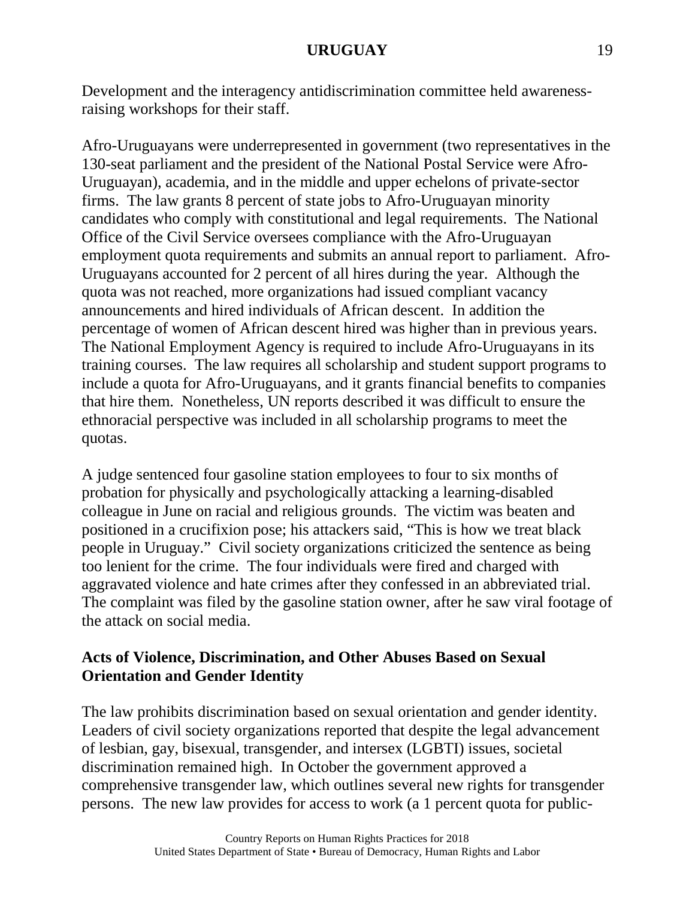Development and the interagency antidiscrimination committee held awareness-raising workshops for their staff.

Afro-Uruguayans were underrepresented in government (two representatives in the 130-seat parliament and the president of the National Postal Service were Afro-Uruguayan), academia, and in the middle and upper echelons of private-sector firms. The law grants 8 percent of state jobs to Afro-Uruguayan minority candidates who comply with constitutional and legal requirements. The National Office of the Civil Service oversees compliance with the Afro-Uruguayan employment quota requirements and submits an annual report to parliament. Afro-Uruguayans accounted for 2 percent of all hires during the year. Although the quota was not reached, more organizations had issued compliant vacancy announcements and hired individuals of African descent. In addition the percentage of women of African descent hired was higher than in previous years. The National Employment Agency is required to include Afro-Uruguayans in its training courses. The law requires all scholarship and student support programs to include a quota for Afro-Uruguayans, and it grants financial benefits to companies that hire them. Nonetheless, UN reports described it was difficult to ensure the ethnoracial perspective was included in all scholarship programs to meet the quotas.

A judge sentenced four gasoline station employees to four to six months of probation for physically and psychologically attacking a learning-disabled colleague in June on racial and religious grounds. The victim was beaten and positioned in a crucifixion pose; his attackers said, "This is how we treat black people in Uruguay." Civil society organizations criticized the sentence as being too lenient for the crime. The four individuals were fired and charged with aggravated violence and hate crimes after they confessed in an abbreviated trial. The complaint was filed by the gasoline station owner, after he saw viral footage of the attack on social media.

**Acts of Violence, Discrimination, and Other Abuses Based on Sexual Orientation and Gender Identity**

The law prohibits discrimination based on sexual orientation and gender identity. Leaders of civil society organizations reported that despite the legal advancement of lesbian, gay, bisexual, transgender, and intersex (LGBTI) issues, societal discrimination remained high. In October the government approved a comprehensive transgender law, which outlines several new rights for transgender persons. The new law provides for access to work (a 1 percent quota for public-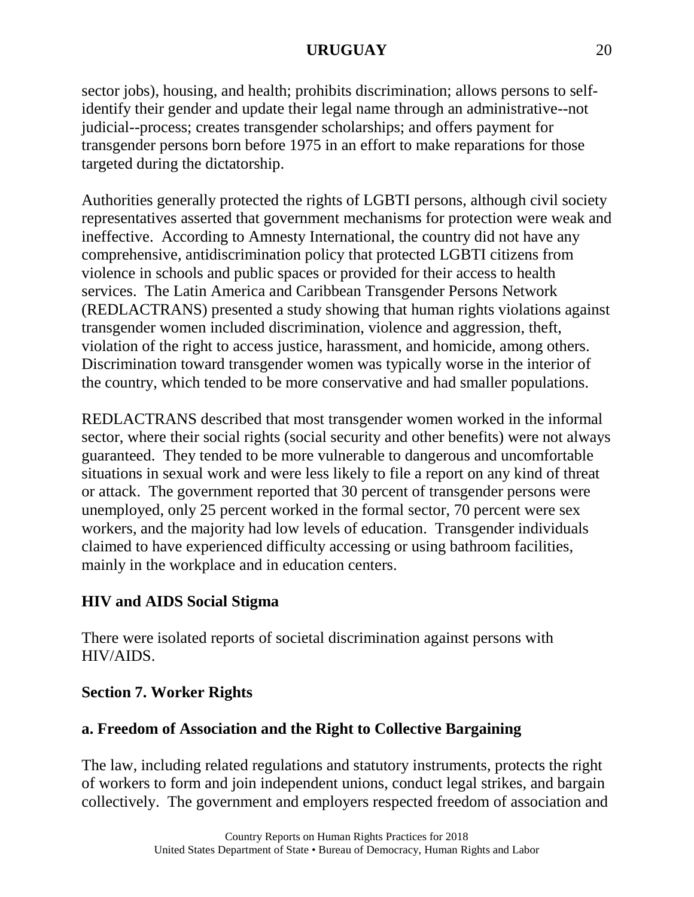sector jobs), housing, and health; prohibits discrimination; allows persons to self-identify their gender and update their legal name through an administrative--not judicial--process; creates transgender scholarships; and offers payment for transgender persons born before 1975 in an effort to make reparations for those targeted during the dictatorship.

Authorities generally protected the rights of LGBTI persons, although civil society representatives asserted that government mechanisms for protection were weak and ineffective. According to Amnesty International, the country did not have any comprehensive, antidiscrimination policy that protected LGBTI citizens from violence in schools and public spaces or provided for their access to health services. The Latin America and Caribbean Transgender Persons Network (REDLACTRANS) presented a study showing that human rights violations against transgender women included discrimination, violence and aggression, theft, violation of the right to access justice, harassment, and homicide, among others. Discrimination toward transgender women was typically worse in the interior of the country, which tended to be more conservative and had smaller populations.

REDLACTRANS described that most transgender women worked in the informal sector, where their social rights (social security and other benefits) were not always guaranteed. They tended to be more vulnerable to dangerous and uncomfortable situations in sexual work and were less likely to file a report on any kind of threat or attack. The government reported that 30 percent of transgender persons were unemployed, only 25 percent worked in the formal sector, 70 percent were sex workers, and the majority had low levels of education. Transgender individuals claimed to have experienced difficulty accessing or using bathroom facilities, mainly in the workplace and in education centers.

### HIV and AIDS Social Stigma

There were isolated reports of societal discrimination against persons with HIV/AIDS.

## Section 7. Worker Rights

### a. Freedom of Association and the Right to Collective Bargaining

The law, including related regulations and statutory instruments, protects the right of workers to form and join independent unions, conduct legal strikes, and bargain collectively. The government and employers respected freedom of association and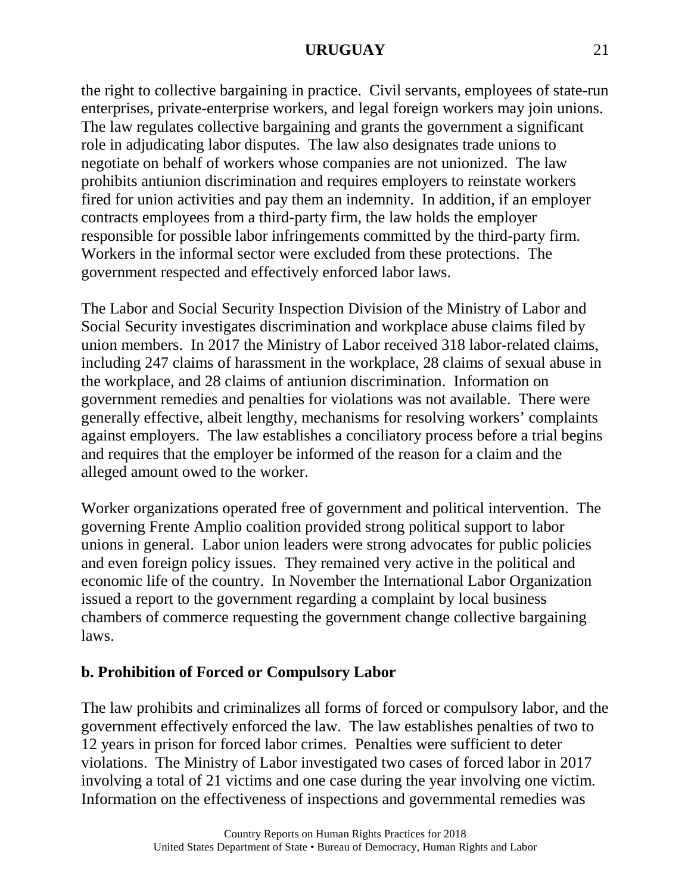the right to collective bargaining in practice. Civil servants, employees of state-run enterprises, private-enterprise workers, and legal foreign workers may join unions. The law regulates collective bargaining and grants the government a significant role in adjudicating labor disputes. The law also designates trade unions to negotiate on behalf of workers whose companies are not unionized. The law prohibits antiunion discrimination and requires employers to reinstate workers fired for union activities and pay them an indemnity. In addition, if an employer contracts employees from a third-party firm, the law holds the employer responsible for possible labor infringements committed by the third-party firm. Workers in the informal sector were excluded from these protections. The government respected and effectively enforced labor laws.

The Labor and Social Security Inspection Division of the Ministry of Labor and Social Security investigates discrimination and workplace abuse claims filed by union members. In 2017 the Ministry of Labor received 318 labor-related claims, including 247 claims of harassment in the workplace, 28 claims of sexual abuse in the workplace, and 28 claims of antiunion discrimination. Information on government remedies and penalties for violations was not available. There were generally effective, albeit lengthy, mechanisms for resolving workers' complaints against employers. The law establishes a conciliatory process before a trial begins and requires that the employer be informed of the reason for a claim and the alleged amount owed to the worker.

Worker organizations operated free of government and political intervention. The governing Frente Amplio coalition provided strong political support to labor unions in general. Labor union leaders were strong advocates for public policies and even foreign policy issues. They remained very active in the political and economic life of the country. In November the International Labor Organization issued a report to the government regarding a complaint by local business chambers of commerce requesting the government change collective bargaining laws.

**b. Prohibition of Forced or Compulsory Labor**

The law prohibits and criminalizes all forms of forced or compulsory labor, and the government effectively enforced the law. The law establishes penalties of two to 12 years in prison for forced labor crimes. Penalties were sufficient to deter violations. The Ministry of Labor investigated two cases of forced labor in 2017 involving a total of 21 victims and one case during the year involving one victim. Information on the effectiveness of inspections and governmental remedies was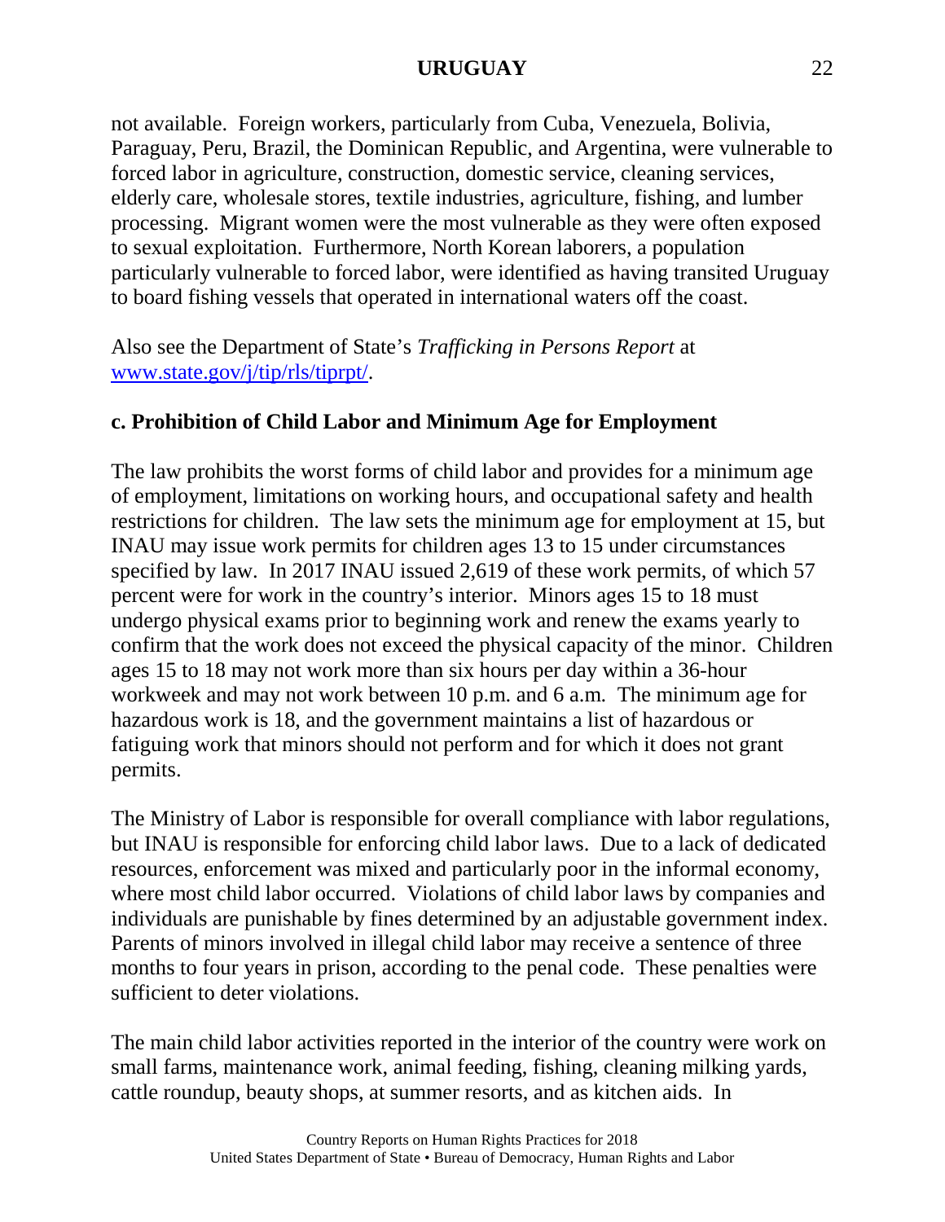not available. Foreign workers, particularly from Cuba, Venezuela, Bolivia, Paraguay, Peru, Brazil, the Dominican Republic, and Argentina, were vulnerable to forced labor in agriculture, construction, domestic service, cleaning services, elderly care, wholesale stores, textile industries, agriculture, fishing, and lumber processing. Migrant women were the most vulnerable as they were often exposed to sexual exploitation. Furthermore, North Korean laborers, a population particularly vulnerable to forced labor, were identified as having transited Uruguay to board fishing vessels that operated in international waters off the coast.

Also see the Department of State's *Trafficking in Persons Report* at [www.state.gov/j/tip/rls/tiprpt/](http://www.state.gov/j/tip/rls/tiprpt/).

### c. Prohibition of Child Labor and Minimum Age for Employment

The law prohibits the worst forms of child labor and provides for a minimum age of employment, limitations on working hours, and occupational safety and health restrictions for children. The law sets the minimum age for employment at 15, but INAU may issue work permits for children ages 13 to 15 under circumstances specified by law. In 2017 INAU issued 2,619 of these work permits, of which 57 percent were for work in the country's interior. Minors ages 15 to 18 must undergo physical exams prior to beginning work and renew the exams yearly to confirm that the work does not exceed the physical capacity of the minor. Children ages 15 to 18 may not work more than six hours per day within a 36-hour workweek and may not work between 10 p.m. and 6 a.m. The minimum age for hazardous work is 18, and the government maintains a list of hazardous or fatiguing work that minors should not perform and for which it does not grant permits.

The Ministry of Labor is responsible for overall compliance with labor regulations, but INAU is responsible for enforcing child labor laws. Due to a lack of dedicated resources, enforcement was mixed and particularly poor in the informal economy, where most child labor occurred. Violations of child labor laws by companies and individuals are punishable by fines determined by an adjustable government index. Parents of minors involved in illegal child labor may receive a sentence of three months to four years in prison, according to the penal code. These penalties were sufficient to deter violations.

The main child labor activities reported in the interior of the country were work on small farms, maintenance work, animal feeding, fishing, cleaning milking yards, cattle roundup, beauty shops, at summer resorts, and as kitchen aids. In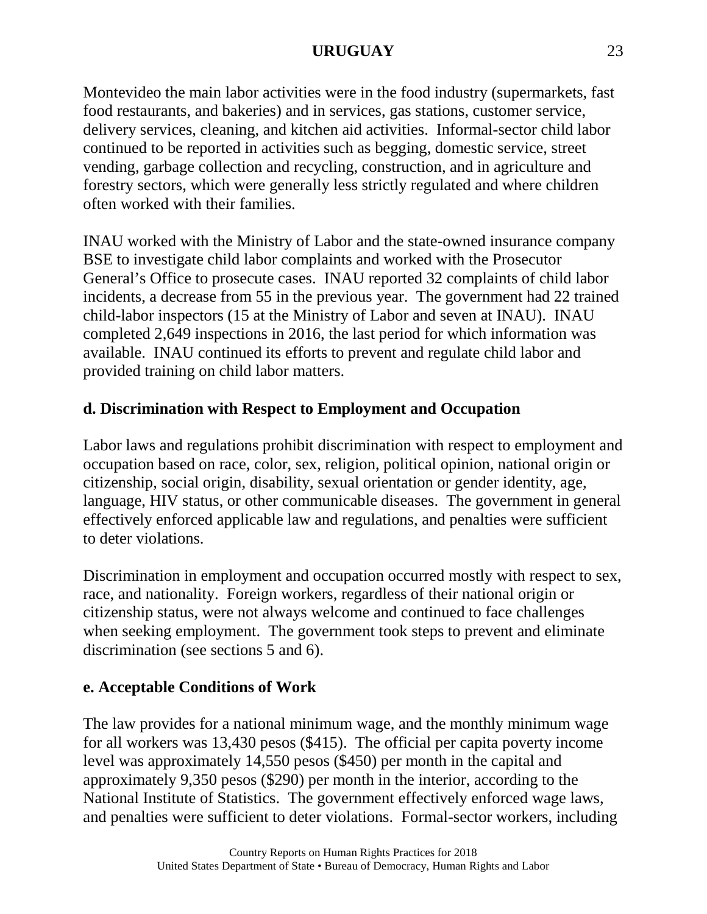Montevideo the main labor activities were in the food industry (supermarkets, fast food restaurants, and bakeries) and in services, gas stations, customer service, delivery services, cleaning, and kitchen aid activities. Informal-sector child labor continued to be reported in activities such as begging, domestic service, street vending, garbage collection and recycling, construction, and in agriculture and forestry sectors, which were generally less strictly regulated and where children often worked with their families.

INAU worked with the Ministry of Labor and the state-owned insurance company BSE to investigate child labor complaints and worked with the Prosecutor General's Office to prosecute cases. INAU reported 32 complaints of child labor incidents, a decrease from 55 in the previous year. The government had 22 trained child-labor inspectors (15 at the Ministry of Labor and seven at INAU). INAU completed 2,649 inspections in 2016, the last period for which information was available. INAU continued its efforts to prevent and regulate child labor and provided training on child labor matters.

**d. Discrimination with Respect to Employment and Occupation**

Labor laws and regulations prohibit discrimination with respect to employment and occupation based on race, color, sex, religion, political opinion, national origin or citizenship, social origin, disability, sexual orientation or gender identity, age, language, HIV status, or other communicable diseases. The government in general effectively enforced applicable law and regulations, and penalties were sufficient to deter violations.

Discrimination in employment and occupation occurred mostly with respect to sex, race, and nationality. Foreign workers, regardless of their national origin or citizenship status, were not always welcome and continued to face challenges when seeking employment. The government took steps to prevent and eliminate discrimination (see sections 5 and 6).

**e. Acceptable Conditions of Work**

The law provides for a national minimum wage, and the monthly minimum wage for all workers was 13,430 pesos ($415). The official per capita poverty income level was approximately 14,550 pesos ($450) per month in the capital and approximately 9,350 pesos ($290) per month in the interior, according to the National Institute of Statistics. The government effectively enforced wage laws, and penalties were sufficient to deter violations. Formal-sector workers, including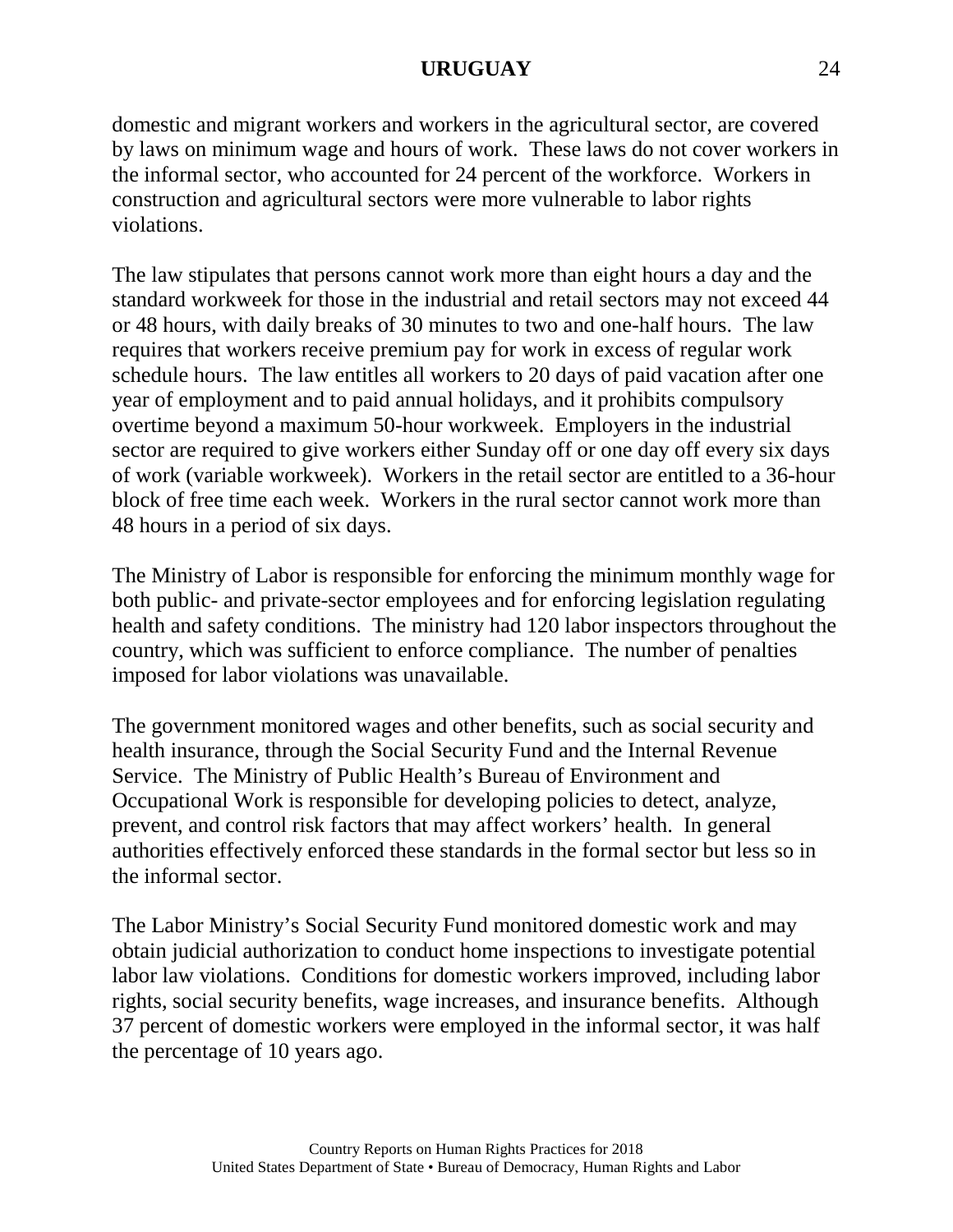domestic and migrant workers and workers in the agricultural sector, are covered by laws on minimum wage and hours of work. These laws do not cover workers in the informal sector, who accounted for 24 percent of the workforce. Workers in construction and agricultural sectors were more vulnerable to labor rights violations.

The law stipulates that persons cannot work more than eight hours a day and the standard workweek for those in the industrial and retail sectors may not exceed 44 or 48 hours, with daily breaks of 30 minutes to two and one-half hours. The law requires that workers receive premium pay for work in excess of regular work schedule hours. The law entitles all workers to 20 days of paid vacation after one year of employment and to paid annual holidays, and it prohibits compulsory overtime beyond a maximum 50-hour workweek. Employers in the industrial sector are required to give workers either Sunday off or one day off every six days of work (variable workweek). Workers in the retail sector are entitled to a 36-hour block of free time each week. Workers in the rural sector cannot work more than 48 hours in a period of six days.

The Ministry of Labor is responsible for enforcing the minimum monthly wage for both public- and private-sector employees and for enforcing legislation regulating health and safety conditions. The ministry had 120 labor inspectors throughout the country, which was sufficient to enforce compliance. The number of penalties imposed for labor violations was unavailable.

The government monitored wages and other benefits, such as social security and health insurance, through the Social Security Fund and the Internal Revenue Service. The Ministry of Public Health's Bureau of Environment and Occupational Work is responsible for developing policies to detect, analyze, prevent, and control risk factors that may affect workers' health. In general authorities effectively enforced these standards in the formal sector but less so in the informal sector.

The Labor Ministry's Social Security Fund monitored domestic work and may obtain judicial authorization to conduct home inspections to investigate potential labor law violations. Conditions for domestic workers improved, including labor rights, social security benefits, wage increases, and insurance benefits. Although 37 percent of domestic workers were employed in the informal sector, it was half the percentage of 10 years ago.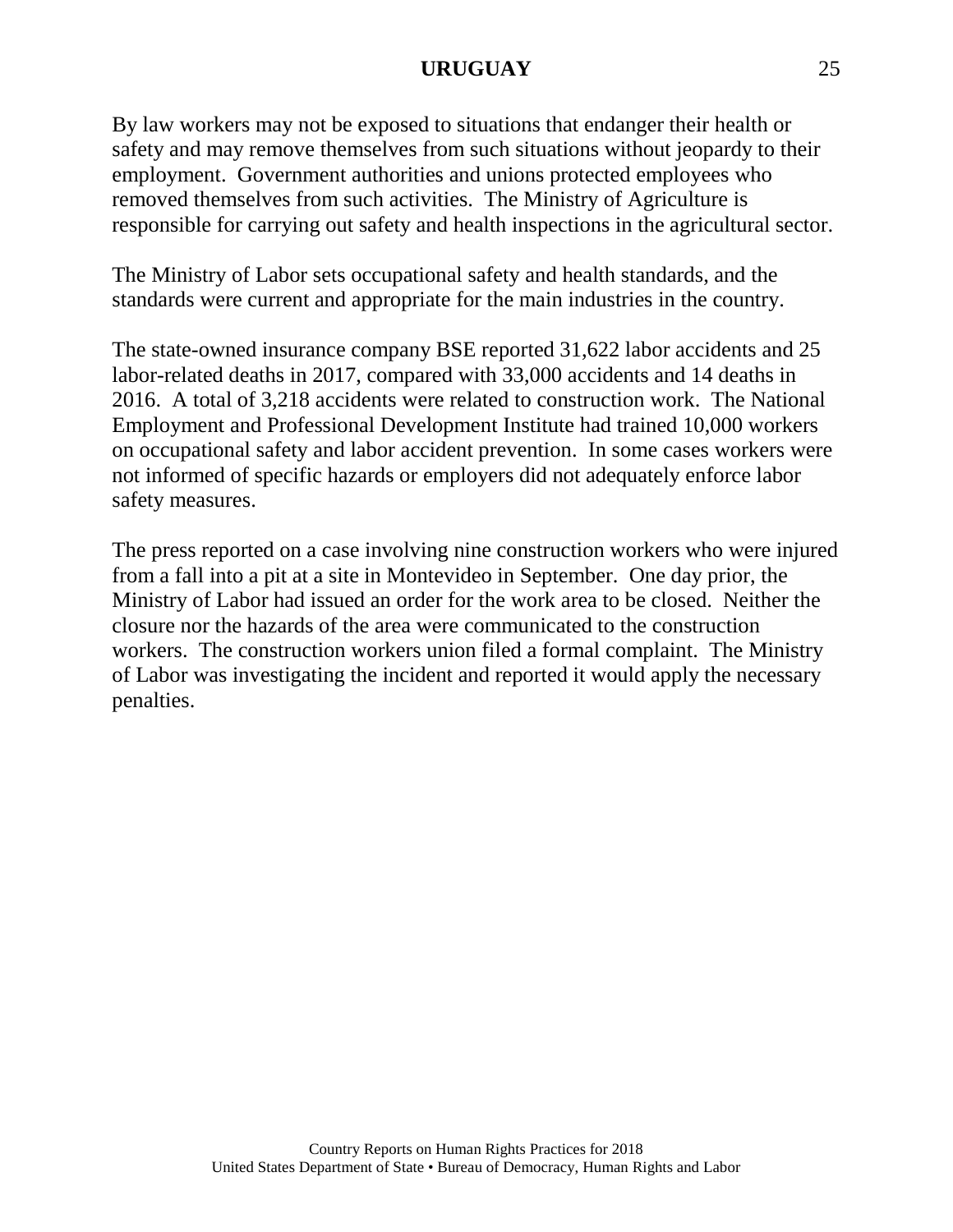By law workers may not be exposed to situations that endanger their health or safety and may remove themselves from such situations without jeopardy to their employment. Government authorities and unions protected employees who removed themselves from such activities. The Ministry of Agriculture is responsible for carrying out safety and health inspections in the agricultural sector.

The Ministry of Labor sets occupational safety and health standards, and the standards were current and appropriate for the main industries in the country.

The state-owned insurance company BSE reported 31,622 labor accidents and 25 labor-related deaths in 2017, compared with 33,000 accidents and 14 deaths in 2016. A total of 3,218 accidents were related to construction work. The National Employment and Professional Development Institute had trained 10,000 workers on occupational safety and labor accident prevention. In some cases workers were not informed of specific hazards or employers did not adequately enforce labor safety measures.

The press reported on a case involving nine construction workers who were injured from a fall into a pit at a site in Montevideo in September. One day prior, the Ministry of Labor had issued an order for the work area to be closed. Neither the closure nor the hazards of the area were communicated to the construction workers. The construction workers union filed a formal complaint. The Ministry of Labor was investigating the incident and reported it would apply the necessary penalties.